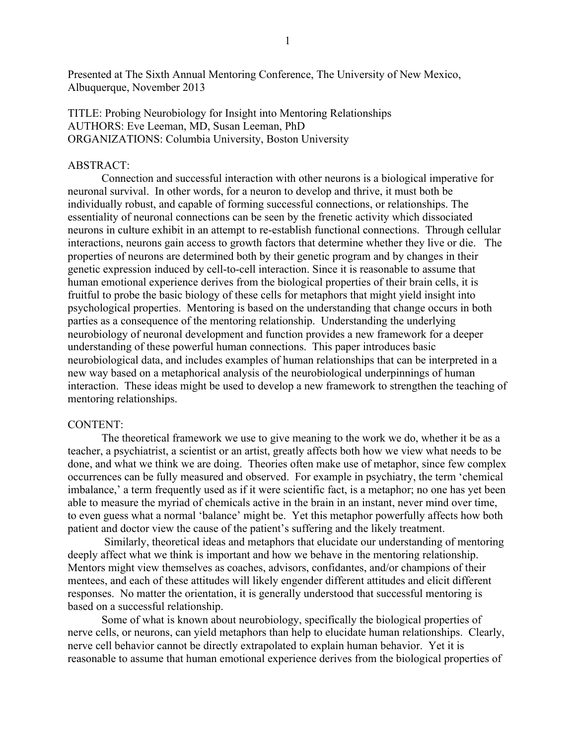Presented at The Sixth Annual Mentoring Conference, The University of New Mexico, Albuquerque, November 2013

TITLE: Probing Neurobiology for Insight into Mentoring Relationships
AUTHORS: Eve Leeman, MD, Susan Leeman, PhD
ORGANIZATIONS: Columbia University, Boston University

ABSTRACT:

Connection and successful interaction with other neurons is a biological imperative for neuronal survival. In other words, for a neuron to develop and thrive, it must both be individually robust, and capable of forming successful connections, or relationships. The essentiality of neuronal connections can be seen by the frenetic activity which dissociated neurons in culture exhibit in an attempt to re-establish functional connections. Through cellular interactions, neurons gain access to growth factors that determine whether they live or die. The properties of neurons are determined both by their genetic program and by changes in their genetic expression induced by cell-to-cell interaction. Since it is reasonable to assume that human emotional experience derives from the biological properties of their brain cells, it is fruitful to probe the basic biology of these cells for metaphors that might yield insight into psychological properties. Mentoring is based on the understanding that change occurs in both parties as a consequence of the mentoring relationship. Understanding the underlying neurobiology of neuronal development and function provides a new framework for a deeper understanding of these powerful human connections. This paper introduces basic neurobiological data, and includes examples of human relationships that can be interpreted in a new way based on a metaphorical analysis of the neurobiological underpinnings of human interaction. These ideas might be used to develop a new framework to strengthen the teaching of mentoring relationships.

CONTENT:

The theoretical framework we use to give meaning to the work we do, whether it be as a teacher, a psychiatrist, a scientist or an artist, greatly affects both how we view what needs to be done, and what we think we are doing. Theories often make use of metaphor, since few complex occurrences can be fully measured and observed. For example in psychiatry, the term 'chemical imbalance,' a term frequently used as if it were scientific fact, is a metaphor; no one has yet been able to measure the myriad of chemicals active in the brain in an instant, never mind over time, to even guess what a normal 'balance' might be. Yet this metaphor powerfully affects how both patient and doctor view the cause of the patient's suffering and the likely treatment.

Similarly, theoretical ideas and metaphors that elucidate our understanding of mentoring deeply affect what we think is important and how we behave in the mentoring relationship. Mentors might view themselves as coaches, advisors, confidantes, and/or champions of their mentees, and each of these attitudes will likely engender different attitudes and elicit different responses. No matter the orientation, it is generally understood that successful mentoring is based on a successful relationship.

Some of what is known about neurobiology, specifically the biological properties of nerve cells, or neurons, can yield metaphors than help to elucidate human relationships. Clearly, nerve cell behavior cannot be directly extrapolated to explain human behavior. Yet it is reasonable to assume that human emotional experience derives from the biological properties of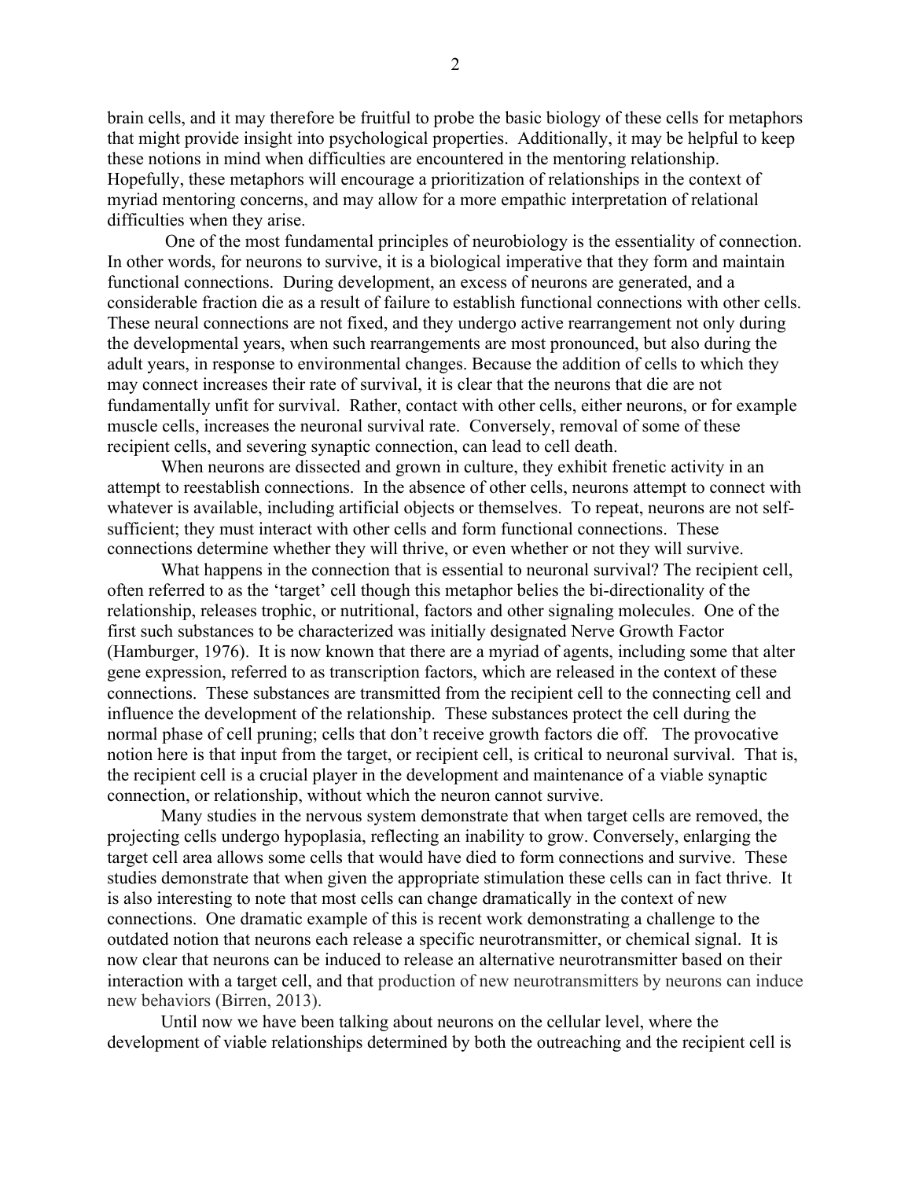brain cells, and it may therefore be fruitful to probe the basic biology of these cells for metaphors that might provide insight into psychological properties. Additionally, it may be helpful to keep these notions in mind when difficulties are encountered in the mentoring relationship. Hopefully, these metaphors will encourage a prioritization of relationships in the context of myriad mentoring concerns, and may allow for a more empathic interpretation of relational difficulties when they arise.

One of the most fundamental principles of neurobiology is the essentiality of connection. In other words, for neurons to survive, it is a biological imperative that they form and maintain functional connections. During development, an excess of neurons are generated, and a considerable fraction die as a result of failure to establish functional connections with other cells. These neural connections are not fixed, and they undergo active rearrangement not only during the developmental years, when such rearrangements are most pronounced, but also during the adult years, in response to environmental changes. Because the addition of cells to which they may connect increases their rate of survival, it is clear that the neurons that die are not fundamentally unfit for survival. Rather, contact with other cells, either neurons, or for example muscle cells, increases the neuronal survival rate. Conversely, removal of some of these recipient cells, and severing synaptic connection, can lead to cell death.

When neurons are dissected and grown in culture, they exhibit frenetic activity in an attempt to reestablish connections. In the absence of other cells, neurons attempt to connect with whatever is available, including artificial objects or themselves. To repeat, neurons are not self-sufficient; they must interact with other cells and form functional connections. These connections determine whether they will thrive, or even whether or not they will survive.

What happens in the connection that is essential to neuronal survival? The recipient cell, often referred to as the 'target' cell though this metaphor belies the bi-directionality of the relationship, releases trophic, or nutritional, factors and other signaling molecules. One of the first such substances to be characterized was initially designated Nerve Growth Factor (Hamburger, 1976). It is now known that there are a myriad of agents, including some that alter gene expression, referred to as transcription factors, which are released in the context of these connections. These substances are transmitted from the recipient cell to the connecting cell and influence the development of the relationship. These substances protect the cell during the normal phase of cell pruning; cells that don't receive growth factors die off. The provocative notion here is that input from the target, or recipient cell, is critical to neuronal survival. That is, the recipient cell is a crucial player in the development and maintenance of a viable synaptic connection, or relationship, without which the neuron cannot survive.

Many studies in the nervous system demonstrate that when target cells are removed, the projecting cells undergo hypoplasia, reflecting an inability to grow. Conversely, enlarging the target cell area allows some cells that would have died to form connections and survive. These studies demonstrate that when given the appropriate stimulation these cells can in fact thrive. It is also interesting to note that most cells can change dramatically in the context of new connections. One dramatic example of this is recent work demonstrating a challenge to the outdated notion that neurons each release a specific neurotransmitter, or chemical signal. It is now clear that neurons can be induced to release an alternative neurotransmitter based on their interaction with a target cell, and that production of new neurotransmitters by neurons can induce new behaviors (Birren, 2013).

Until now we have been talking about neurons on the cellular level, where the development of viable relationships determined by both the outreaching and the recipient cell is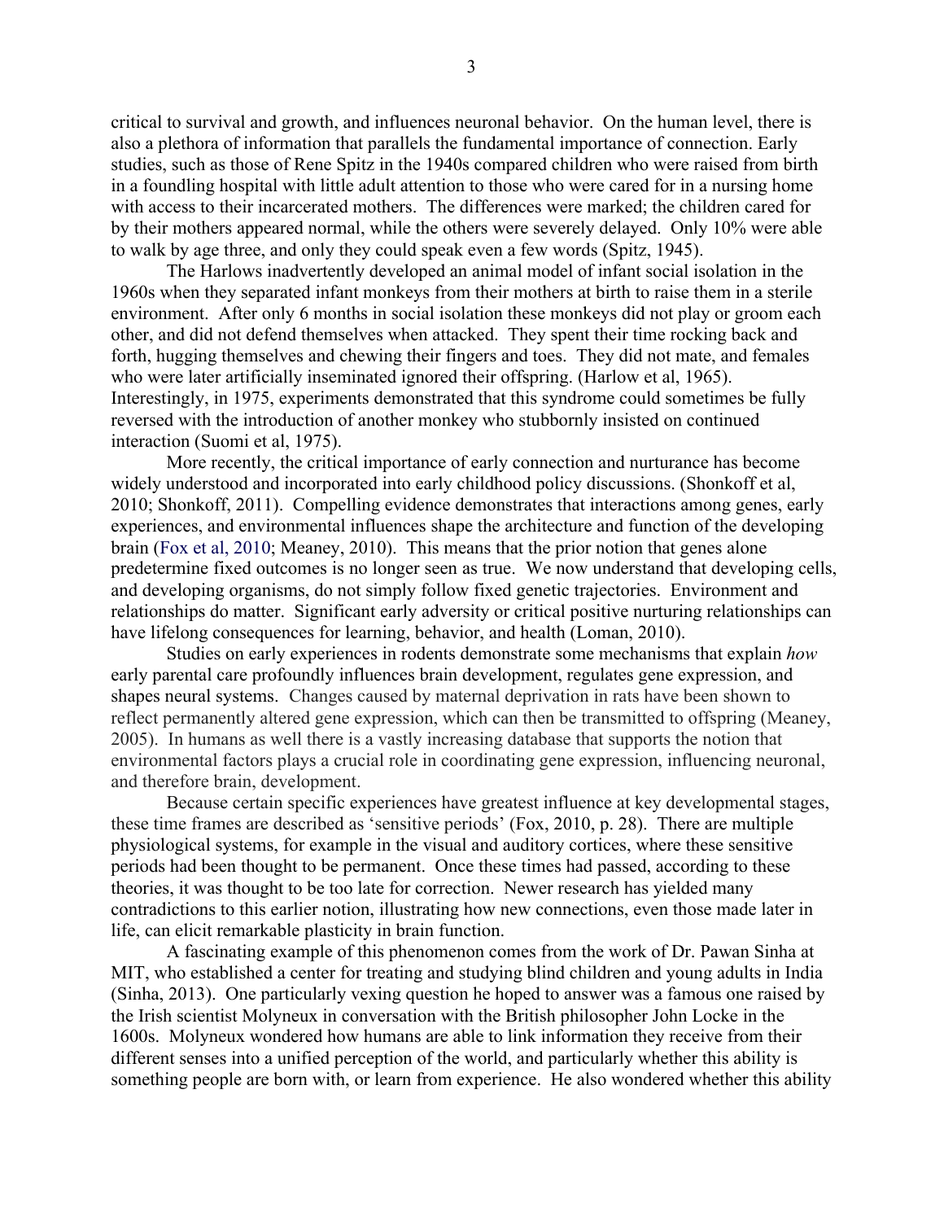critical to survival and growth, and influences neuronal behavior. On the human level, there is also a plethora of information that parallels the fundamental importance of connection. Early studies, such as those of Rene Spitz in the 1940s compared children who were raised from birth in a foundling hospital with little adult attention to those who were cared for in a nursing home with access to their incarcerated mothers. The differences were marked; the children cared for by their mothers appeared normal, while the others were severely delayed. Only 10% were able to walk by age three, and only they could speak even a few words (Spitz, 1945).

The Harlows inadvertently developed an animal model of infant social isolation in the 1960s when they separated infant monkeys from their mothers at birth to raise them in a sterile environment. After only 6 months in social isolation these monkeys did not play or groom each other, and did not defend themselves when attacked. They spent their time rocking back and forth, hugging themselves and chewing their fingers and toes. They did not mate, and females who were later artificially inseminated ignored their offspring. (Harlow et al, 1965). Interestingly, in 1975, experiments demonstrated that this syndrome could sometimes be fully reversed with the introduction of another monkey who stubbornly insisted on continued interaction (Suomi et al, 1975).

More recently, the critical importance of early connection and nurturance has become widely understood and incorporated into early childhood policy discussions. (Shonkoff et al, 2010; Shonkoff, 2011). Compelling evidence demonstrates that interactions among genes, early experiences, and environmental influences shape the architecture and function of the developing brain (Fox et al, 2010; Meaney, 2010). This means that the prior notion that genes alone predetermine fixed outcomes is no longer seen as true. We now understand that developing cells, and developing organisms, do not simply follow fixed genetic trajectories. Environment and relationships do matter. Significant early adversity or critical positive nurturing relationships can have lifelong consequences for learning, behavior, and health (Loman, 2010).

Studies on early experiences in rodents demonstrate some mechanisms that explain *how* early parental care profoundly influences brain development, regulates gene expression, and shapes neural systems. Changes caused by maternal deprivation in rats have been shown to reflect permanently altered gene expression, which can then be transmitted to offspring (Meaney, 2005). In humans as well there is a vastly increasing database that supports the notion that environmental factors plays a crucial role in coordinating gene expression, influencing neuronal, and therefore brain, development.

Because certain specific experiences have greatest influence at key developmental stages, these time frames are described as 'sensitive periods' (Fox, 2010, p. 28). There are multiple physiological systems, for example in the visual and auditory cortices, where these sensitive periods had been thought to be permanent. Once these times had passed, according to these theories, it was thought to be too late for correction. Newer research has yielded many contradictions to this earlier notion, illustrating how new connections, even those made later in life, can elicit remarkable plasticity in brain function.

A fascinating example of this phenomenon comes from the work of Dr. Pawan Sinha at MIT, who established a center for treating and studying blind children and young adults in India (Sinha, 2013). One particularly vexing question he hoped to answer was a famous one raised by the Irish scientist Molyneux in conversation with the British philosopher John Locke in the 1600s. Molyneux wondered how humans are able to link information they receive from their different senses into a unified perception of the world, and particularly whether this ability is something people are born with, or learn from experience. He also wondered whether this ability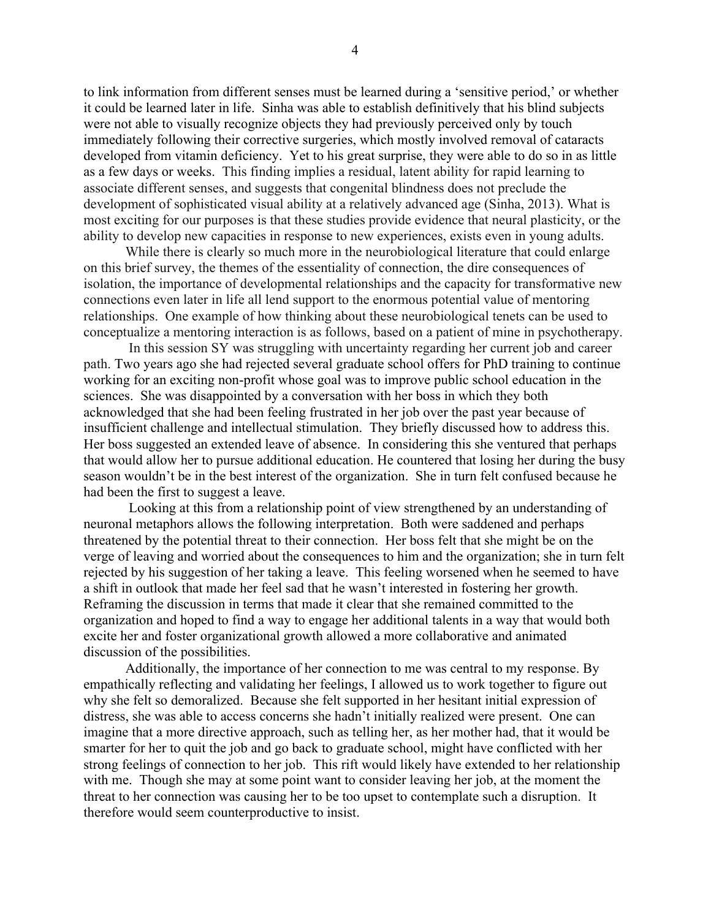to link information from different senses must be learned during a 'sensitive period,' or whether it could be learned later in life. Sinha was able to establish definitively that his blind subjects were not able to visually recognize objects they had previously perceived only by touch immediately following their corrective surgeries, which mostly involved removal of cataracts developed from vitamin deficiency. Yet to his great surprise, they were able to do so in as little as a few days or weeks. This finding implies a residual, latent ability for rapid learning to associate different senses, and suggests that congenital blindness does not preclude the development of sophisticated visual ability at a relatively advanced age (Sinha, 2013). What is most exciting for our purposes is that these studies provide evidence that neural plasticity, or the ability to develop new capacities in response to new experiences, exists even in young adults.

While there is clearly so much more in the neurobiological literature that could enlarge on this brief survey, the themes of the essentiality of connection, the dire consequences of isolation, the importance of developmental relationships and the capacity for transformative new connections even later in life all lend support to the enormous potential value of mentoring relationships. One example of how thinking about these neurobiological tenets can be used to conceptualize a mentoring interaction is as follows, based on a patient of mine in psychotherapy.

In this session SY was struggling with uncertainty regarding her current job and career path. Two years ago she had rejected several graduate school offers for PhD training to continue working for an exciting non-profit whose goal was to improve public school education in the sciences. She was disappointed by a conversation with her boss in which they both acknowledged that she had been feeling frustrated in her job over the past year because of insufficient challenge and intellectual stimulation. They briefly discussed how to address this. Her boss suggested an extended leave of absence. In considering this she ventured that perhaps that would allow her to pursue additional education. He countered that losing her during the busy season wouldn't be in the best interest of the organization. She in turn felt confused because he had been the first to suggest a leave.

Looking at this from a relationship point of view strengthened by an understanding of neuronal metaphors allows the following interpretation. Both were saddened and perhaps threatened by the potential threat to their connection. Her boss felt that she might be on the verge of leaving and worried about the consequences to him and the organization; she in turn felt rejected by his suggestion of her taking a leave. This feeling worsened when he seemed to have a shift in outlook that made her feel sad that he wasn't interested in fostering her growth. Reframing the discussion in terms that made it clear that she remained committed to the organization and hoped to find a way to engage her additional talents in a way that would both excite her and foster organizational growth allowed a more collaborative and animated discussion of the possibilities.

Additionally, the importance of her connection to me was central to my response. By empathically reflecting and validating her feelings, I allowed us to work together to figure out why she felt so demoralized. Because she felt supported in her hesitant initial expression of distress, she was able to access concerns she hadn't initially realized were present. One can imagine that a more directive approach, such as telling her, as her mother had, that it would be smarter for her to quit the job and go back to graduate school, might have conflicted with her strong feelings of connection to her job. This rift would likely have extended to her relationship with me. Though she may at some point want to consider leaving her job, at the moment the threat to her connection was causing her to be too upset to contemplate such a disruption. It therefore would seem counterproductive to insist.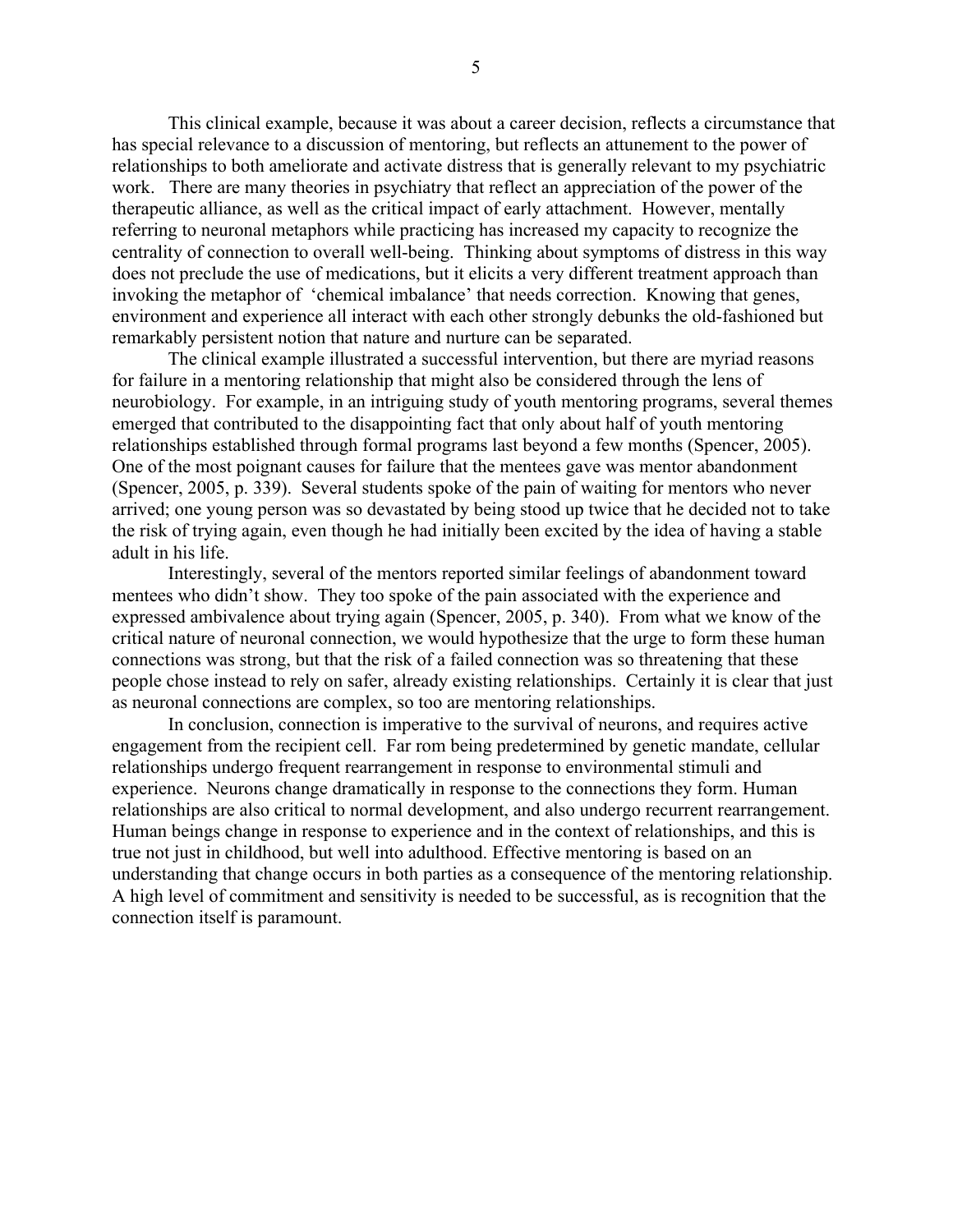This clinical example, because it was about a career decision, reflects a circumstance that has special relevance to a discussion of mentoring, but reflects an attunement to the power of relationships to both ameliorate and activate distress that is generally relevant to my psychiatric work. There are many theories in psychiatry that reflect an appreciation of the power of the therapeutic alliance, as well as the critical impact of early attachment. However, mentally referring to neuronal metaphors while practicing has increased my capacity to recognize the centrality of connection to overall well-being. Thinking about symptoms of distress in this way does not preclude the use of medications, but it elicits a very different treatment approach than invoking the metaphor of 'chemical imbalance' that needs correction. Knowing that genes, environment and experience all interact with each other strongly debunks the old-fashioned but remarkably persistent notion that nature and nurture can be separated.

The clinical example illustrated a successful intervention, but there are myriad reasons for failure in a mentoring relationship that might also be considered through the lens of neurobiology. For example, in an intriguing study of youth mentoring programs, several themes emerged that contributed to the disappointing fact that only about half of youth mentoring relationships established through formal programs last beyond a few months (Spencer, 2005). One of the most poignant causes for failure that the mentees gave was mentor abandonment (Spencer, 2005, p. 339). Several students spoke of the pain of waiting for mentors who never arrived; one young person was so devastated by being stood up twice that he decided not to take the risk of trying again, even though he had initially been excited by the idea of having a stable adult in his life.

Interestingly, several of the mentors reported similar feelings of abandonment toward mentees who didn't show. They too spoke of the pain associated with the experience and expressed ambivalence about trying again (Spencer, 2005, p. 340). From what we know of the critical nature of neuronal connection, we would hypothesize that the urge to form these human connections was strong, but that the risk of a failed connection was so threatening that these people chose instead to rely on safer, already existing relationships. Certainly it is clear that just as neuronal connections are complex, so too are mentoring relationships.

In conclusion, connection is imperative to the survival of neurons, and requires active engagement from the recipient cell. Far rom being predetermined by genetic mandate, cellular relationships undergo frequent rearrangement in response to environmental stimuli and experience. Neurons change dramatically in response to the connections they form. Human relationships are also critical to normal development, and also undergo recurrent rearrangement. Human beings change in response to experience and in the context of relationships, and this is true not just in childhood, but well into adulthood. Effective mentoring is based on an understanding that change occurs in both parties as a consequence of the mentoring relationship. A high level of commitment and sensitivity is needed to be successful, as is recognition that the connection itself is paramount.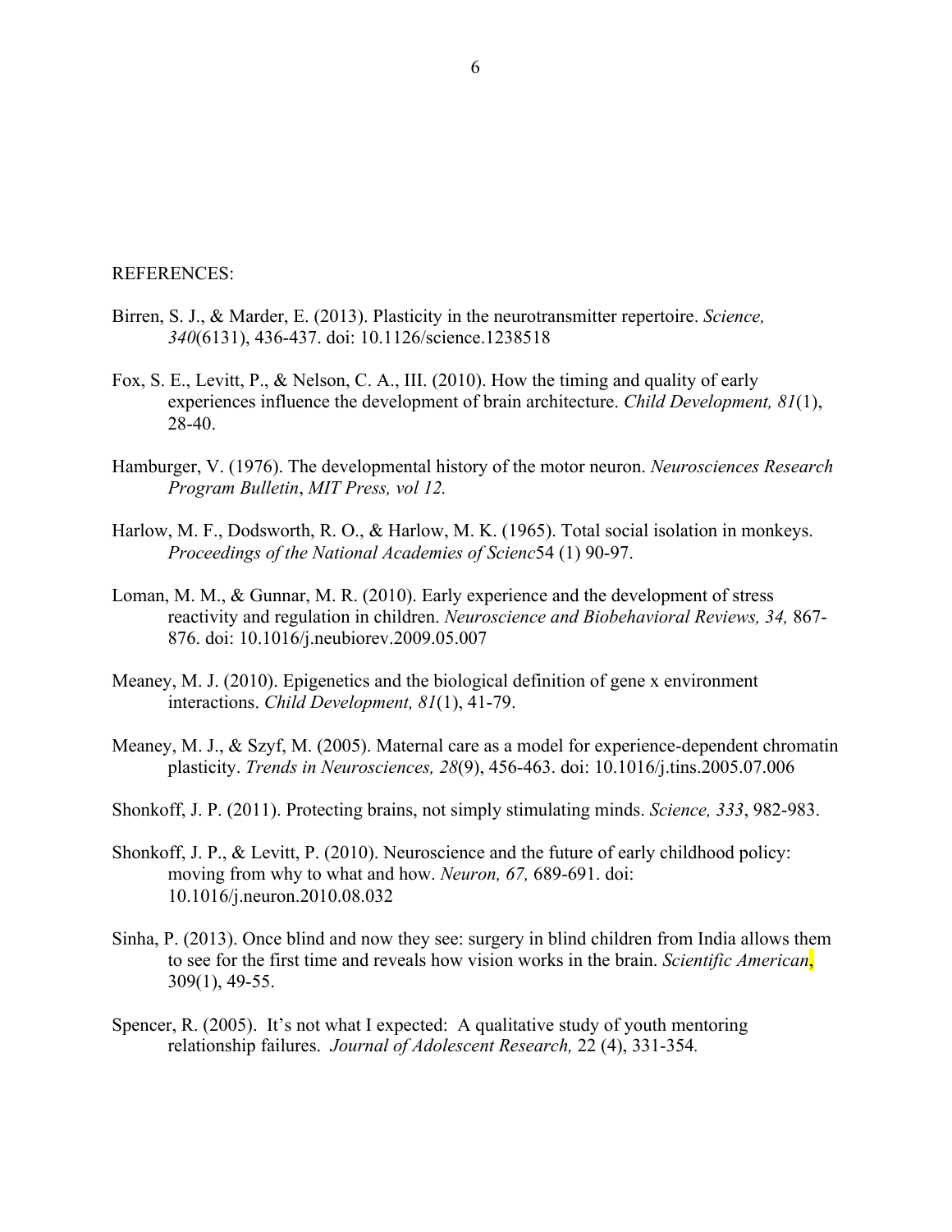REFERENCES:

Birren, S. J., & Marder, E. (2013). Plasticity in the neurotransmitter repertoire. *Science, 340*(6131), 436-437. doi: 10.1126/science.1238518

Fox, S. E., Levitt, P., & Nelson, C. A., III. (2010). How the timing and quality of early experiences influence the development of brain architecture. *Child Development, 81*(1), 28-40.

Hamburger, V. (1976). The developmental history of the motor neuron. *Neurosciences Research Program Bulletin*, *MIT Press, vol 12.*

Harlow, M. F., Dodsworth, R. O., & Harlow, M. K. (1965). Total social isolation in monkeys. *Proceedings of the National Academies of Scienc*54 (1) 90-97.

Loman, M. M., & Gunnar, M. R. (2010). Early experience and the development of stress reactivity and regulation in children. *Neuroscience and Biobehavioral Reviews, 34,* 867-876. doi: 10.1016/j.neubiorev.2009.05.007

Meaney, M. J. (2010). Epigenetics and the biological definition of gene x environment interactions. *Child Development, 81*(1), 41-79.

Meaney, M. J., & Szyf, M. (2005). Maternal care as a model for experience-dependent chromatin plasticity. *Trends in Neurosciences, 28*(9), 456-463. doi: 10.1016/j.tins.2005.07.006

Shonkoff, J. P. (2011). Protecting brains, not simply stimulating minds. *Science, 333*, 982-983.

Shonkoff, J. P., & Levitt, P. (2010). Neuroscience and the future of early childhood policy: moving from why to what and how. *Neuron, 67,* 689-691. doi: 10.1016/j.neuron.2010.08.032

Sinha, P. (2013). Once blind and now they see: surgery in blind children from India allows them to see for the first time and reveals how vision works in the brain. *Scientific American*, 309(1), 49-55.

Spencer, R. (2005). It's not what I expected: A qualitative study of youth mentoring relationship failures. *Journal of Adolescent Research,* 22 (4), 331-354*.*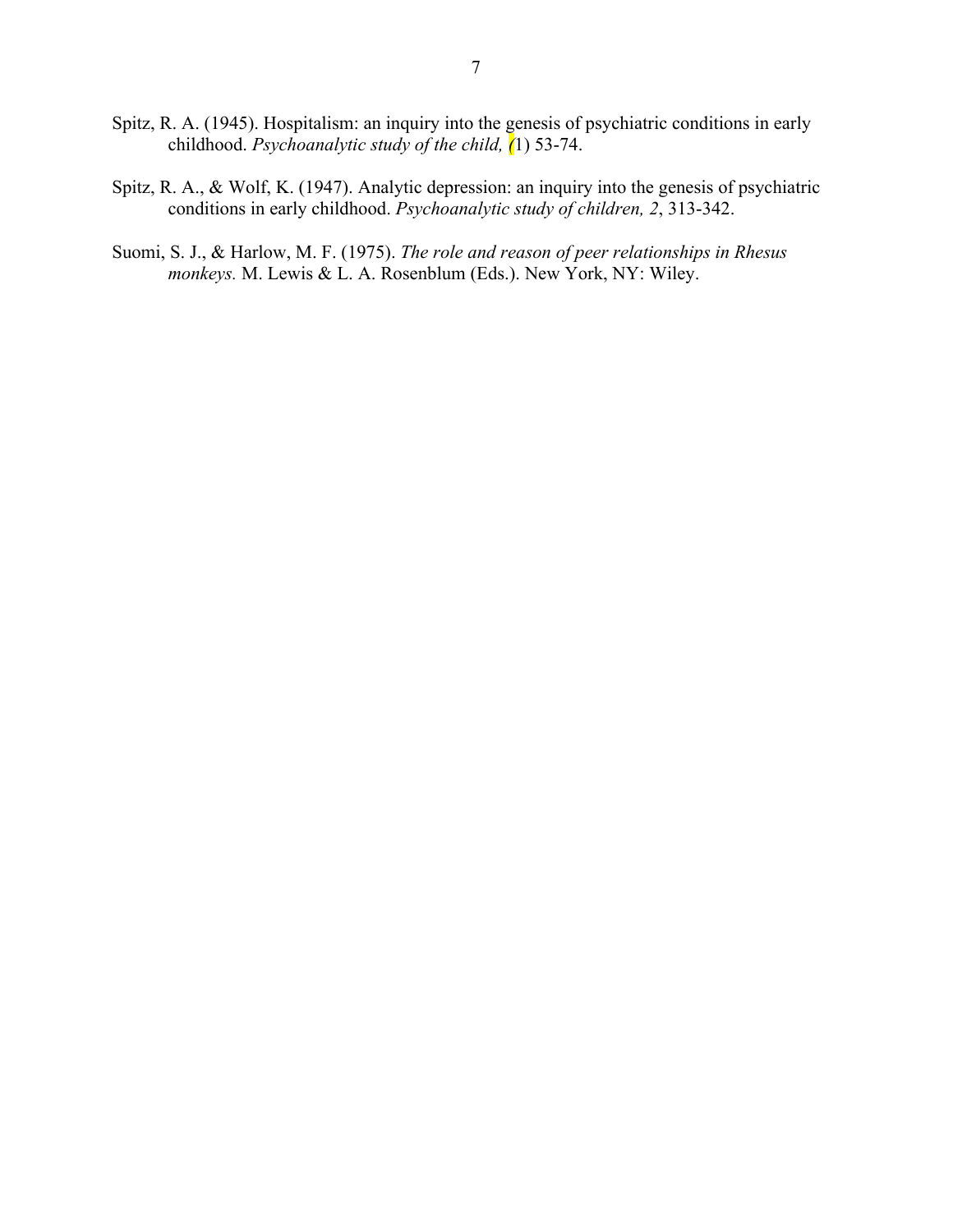Spitz, R. A. (1945). Hospitalism: an inquiry into the genesis of psychiatric conditions in early childhood. *Psychoanalytic study of the child, (*1) 53-74.

Spitz, R. A., & Wolf, K. (1947). Analytic depression: an inquiry into the genesis of psychiatric conditions in early childhood. *Psychoanalytic study of children, 2*, 313-342.

Suomi, S. J., & Harlow, M. F. (1975). *The role and reason of peer relationships in Rhesus monkeys.* M. Lewis & L. A. Rosenblum (Eds.). New York, NY: Wiley.